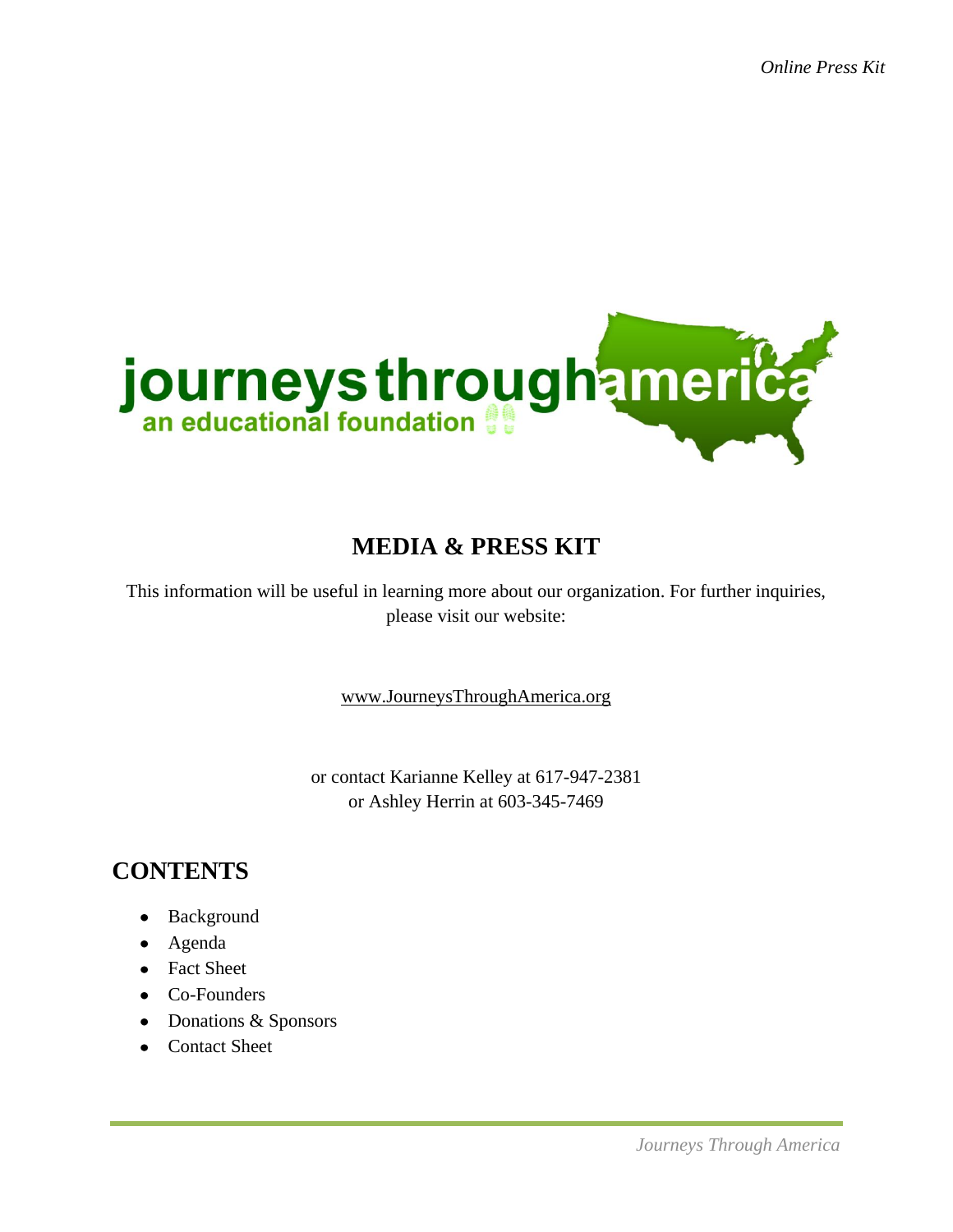journeys through america

an educational foundation

# MEDIA & PRESS KIT

This information will be useful in learning more about our organization. For further inquiries, please visit our website:

www.JourneysThroughAmerica.org

or contact Karianne Kelley at 617-947-2381
or Ashley Herrin at 603-345-7469

## CONTENTS

- Background
- Agenda
- Fact Sheet
- Co-Founders
- Donations & Sponsors
- Contact Sheet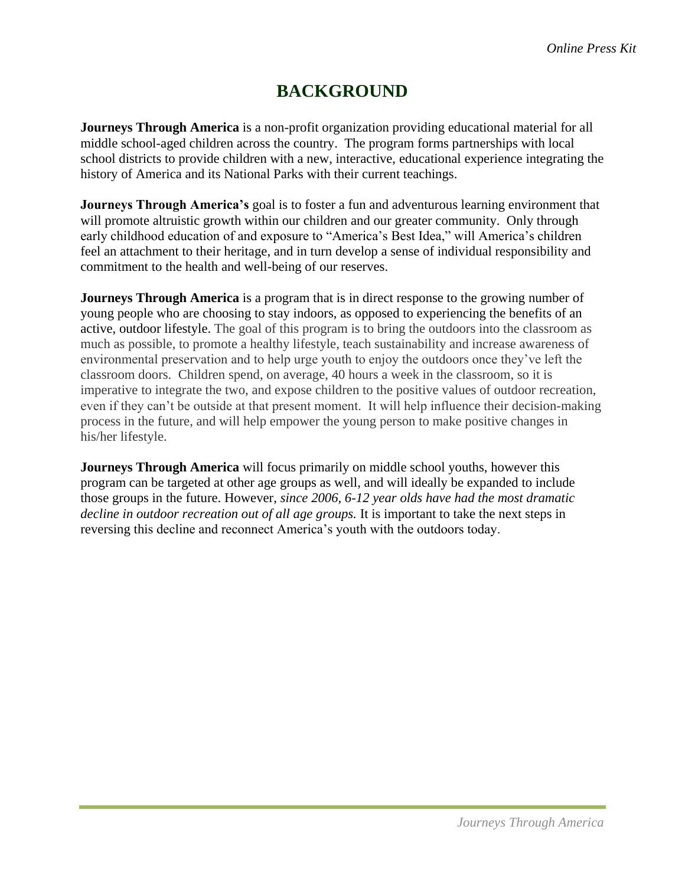# BACKGROUND

**Journeys Through America** is a non-profit organization providing educational material for all middle school-aged children across the country. The program forms partnerships with local school districts to provide children with a new, interactive, educational experience integrating the history of America and its National Parks with their current teachings.

**Journeys Through America's** goal is to foster a fun and adventurous learning environment that will promote altruistic growth within our children and our greater community. Only through early childhood education of and exposure to "America's Best Idea," will America's children feel an attachment to their heritage, and in turn develop a sense of individual responsibility and commitment to the health and well-being of our reserves.

**Journeys Through America** is a program that is in direct response to the growing number of young people who are choosing to stay indoors, as opposed to experiencing the benefits of an active, outdoor lifestyle. The goal of this program is to bring the outdoors into the classroom as much as possible, to promote a healthy lifestyle, teach sustainability and increase awareness of environmental preservation and to help urge youth to enjoy the outdoors once they've left the classroom doors. Children spend, on average, 40 hours a week in the classroom, so it is imperative to integrate the two, and expose children to the positive values of outdoor recreation, even if they can't be outside at that present moment. It will help influence their decision-making process in the future, and will help empower the young person to make positive changes in his/her lifestyle.

**Journeys Through America** will focus primarily on middle school youths, however this program can be targeted at other age groups as well, and will ideally be expanded to include those groups in the future. However, *since 2006, 6-12 year olds have had the most dramatic decline in outdoor recreation out of all age groups.* It is important to take the next steps in reversing this decline and reconnect America's youth with the outdoors today.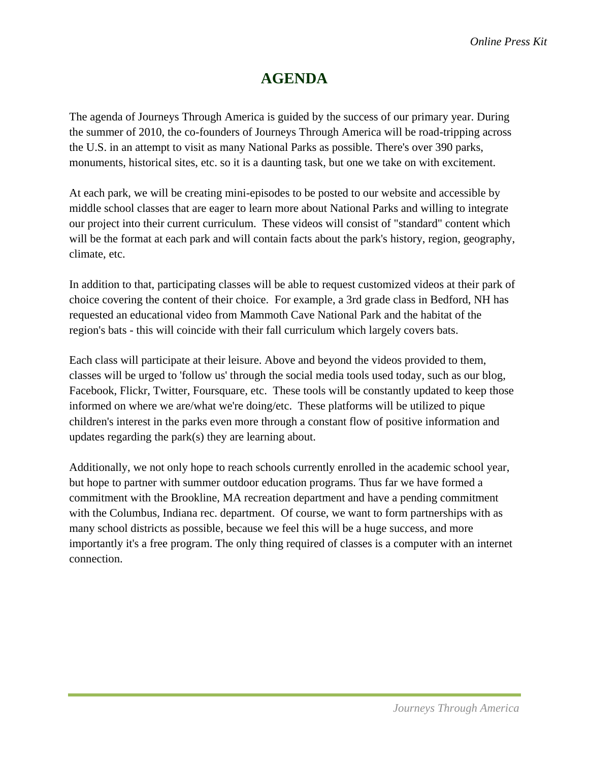# AGENDA

The agenda of Journeys Through America is guided by the success of our primary year. During the summer of 2010, the co-founders of Journeys Through America will be road-tripping across the U.S. in an attempt to visit as many National Parks as possible. There's over 390 parks, monuments, historical sites, etc. so it is a daunting task, but one we take on with excitement.

At each park, we will be creating mini-episodes to be posted to our website and accessible by middle school classes that are eager to learn more about National Parks and willing to integrate our project into their current curriculum. These videos will consist of "standard" content which will be the format at each park and will contain facts about the park's history, region, geography, climate, etc.

In addition to that, participating classes will be able to request customized videos at their park of choice covering the content of their choice. For example, a 3rd grade class in Bedford, NH has requested an educational video from Mammoth Cave National Park and the habitat of the region's bats - this will coincide with their fall curriculum which largely covers bats.

Each class will participate at their leisure. Above and beyond the videos provided to them, classes will be urged to 'follow us' through the social media tools used today, such as our blog, Facebook, Flickr, Twitter, Foursquare, etc. These tools will be constantly updated to keep those informed on where we are/what we're doing/etc. These platforms will be utilized to pique children's interest in the parks even more through a constant flow of positive information and updates regarding the park(s) they are learning about.

Additionally, we not only hope to reach schools currently enrolled in the academic school year, but hope to partner with summer outdoor education programs. Thus far we have formed a commitment with the Brookline, MA recreation department and have a pending commitment with the Columbus, Indiana rec. department. Of course, we want to form partnerships with as many school districts as possible, because we feel this will be a huge success, and more importantly it's a free program. The only thing required of classes is a computer with an internet connection.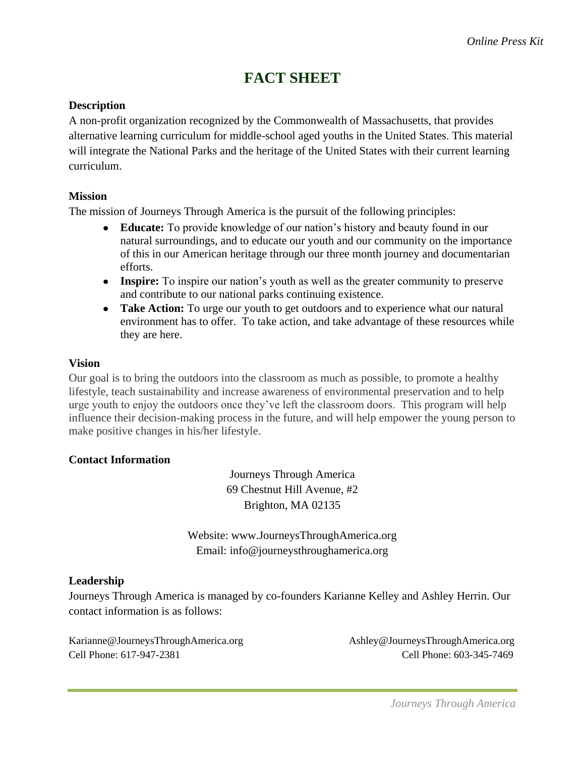# FACT SHEET

**Description**

A non-profit organization recognized by the Commonwealth of Massachusetts, that provides alternative learning curriculum for middle-school aged youths in the United States. This material will integrate the National Parks and the heritage of the United States with their current learning curriculum.

**Mission**

The mission of Journeys Through America is the pursuit of the following principles:

- **Educate:** To provide knowledge of our nation's history and beauty found in our natural surroundings, and to educate our youth and our community on the importance of this in our American heritage through our three month journey and documentarian efforts.
- **Inspire:** To inspire our nation's youth as well as the greater community to preserve and contribute to our national parks continuing existence.
- **Take Action:** To urge our youth to get outdoors and to experience what our natural environment has to offer. To take action, and take advantage of these resources while they are here.

**Vision**

Our goal is to bring the outdoors into the classroom as much as possible, to promote a healthy lifestyle, teach sustainability and increase awareness of environmental preservation and to help urge youth to enjoy the outdoors once they've left the classroom doors. This program will help influence their decision-making process in the future, and will help empower the young person to make positive changes in his/her lifestyle.

**Contact Information**

Journeys Through America
69 Chestnut Hill Avenue, #2
Brighton, MA 02135

Website: www.JourneysThroughAmerica.org
Email: info@journeysthroughamerica.org

**Leadership**

Journeys Through America is managed by co-founders Karianne Kelley and Ashley Herrin. Our contact information is as follows:

Karianne@JourneysThroughAmerica.org
Cell Phone: 617-947-2381

Ashley@JourneysThroughAmerica.org
Cell Phone: 603-345-7469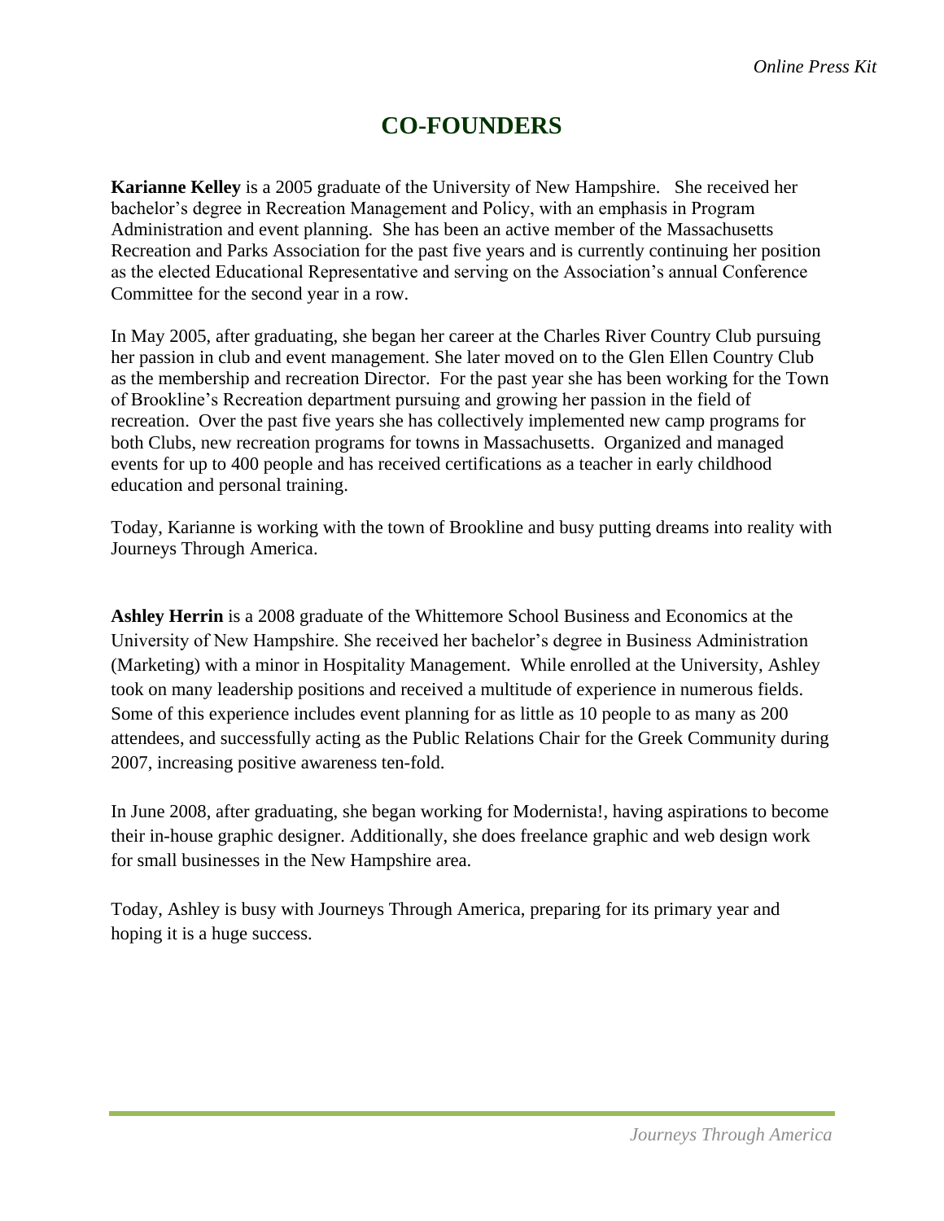# CO-FOUNDERS

**Karianne Kelley** is a 2005 graduate of the University of New Hampshire. She received her bachelor's degree in Recreation Management and Policy, with an emphasis in Program Administration and event planning. She has been an active member of the Massachusetts Recreation and Parks Association for the past five years and is currently continuing her position as the elected Educational Representative and serving on the Association's annual Conference Committee for the second year in a row.

In May 2005, after graduating, she began her career at the Charles River Country Club pursuing her passion in club and event management. She later moved on to the Glen Ellen Country Club as the membership and recreation Director. For the past year she has been working for the Town of Brookline's Recreation department pursuing and growing her passion in the field of recreation. Over the past five years she has collectively implemented new camp programs for both Clubs, new recreation programs for towns in Massachusetts. Organized and managed events for up to 400 people and has received certifications as a teacher in early childhood education and personal training.

Today, Karianne is working with the town of Brookline and busy putting dreams into reality with Journeys Through America.

**Ashley Herrin** is a 2008 graduate of the Whittemore School Business and Economics at the University of New Hampshire. She received her bachelor's degree in Business Administration (Marketing) with a minor in Hospitality Management. While enrolled at the University, Ashley took on many leadership positions and received a multitude of experience in numerous fields. Some of this experience includes event planning for as little as 10 people to as many as 200 attendees, and successfully acting as the Public Relations Chair for the Greek Community during 2007, increasing positive awareness ten-fold.

In June 2008, after graduating, she began working for Modernista!, having aspirations to become their in-house graphic designer. Additionally, she does freelance graphic and web design work for small businesses in the New Hampshire area.

Today, Ashley is busy with Journeys Through America, preparing for its primary year and hoping it is a huge success.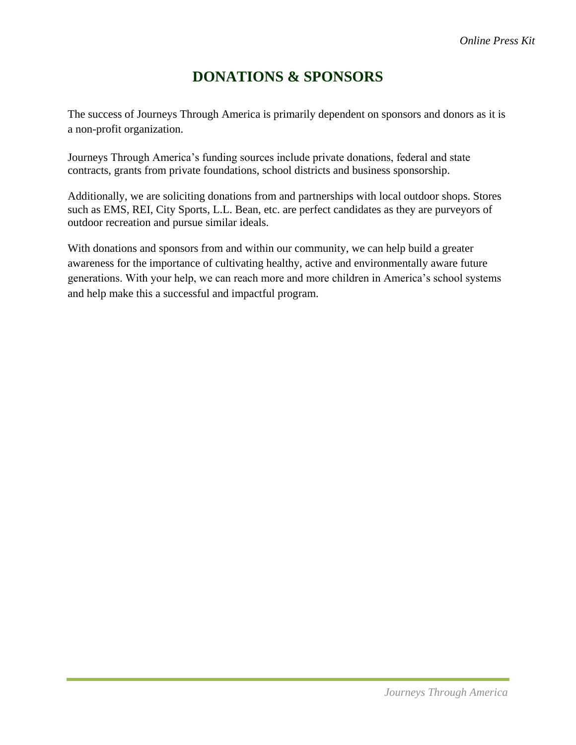# DONATIONS & SPONSORS

The success of Journeys Through America is primarily dependent on sponsors and donors as it is a non-profit organization.

Journeys Through America's funding sources include private donations, federal and state contracts, grants from private foundations, school districts and business sponsorship.

Additionally, we are soliciting donations from and partnerships with local outdoor shops. Stores such as EMS, REI, City Sports, L.L. Bean, etc. are perfect candidates as they are purveyors of outdoor recreation and pursue similar ideals.

With donations and sponsors from and within our community, we can help build a greater awareness for the importance of cultivating healthy, active and environmentally aware future generations. With your help, we can reach more and more children in America's school systems and help make this a successful and impactful program.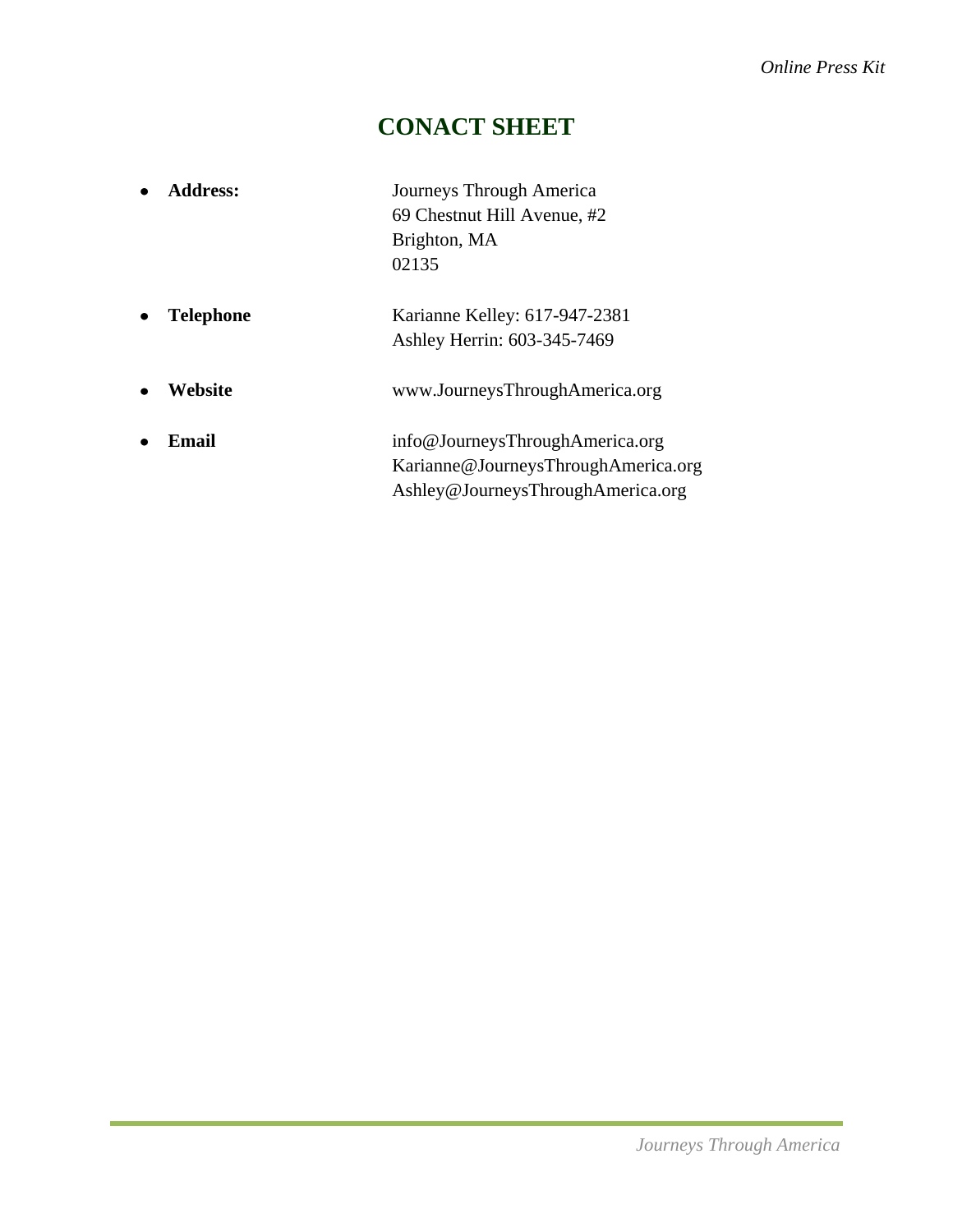# CONACT SHEET

- **Address:** Journeys Through America
  69 Chestnut Hill Avenue, #2
  Brighton, MA
  02135

- **Telephone** Karianne Kelley: 617-947-2381
  Ashley Herrin: 603-345-7469

- **Website** www.JourneysThroughAmerica.org

- **Email** info@JourneysThroughAmerica.org
  Karianne@JourneysThroughAmerica.org
  Ashley@JourneysThroughAmerica.org